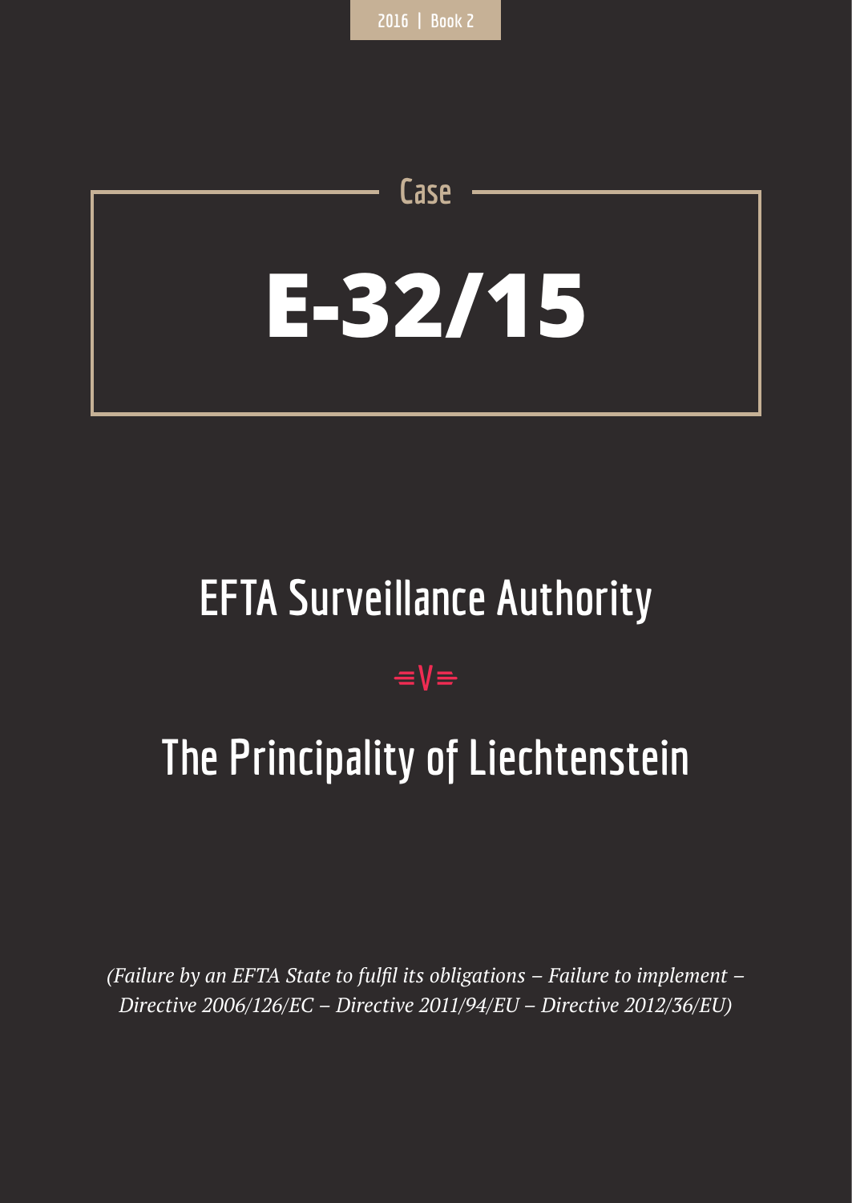2016 | Book 2

Case

# E-32/15

## EFTA Surveillance Authority

v

## The Principality of Liechtenstein

*(Failure by an EFTA State to fulfil its obligations – Failure to implement – Directive 2006/126/EC – Directive 2011/94/EU – Directive 2012/36/EU)*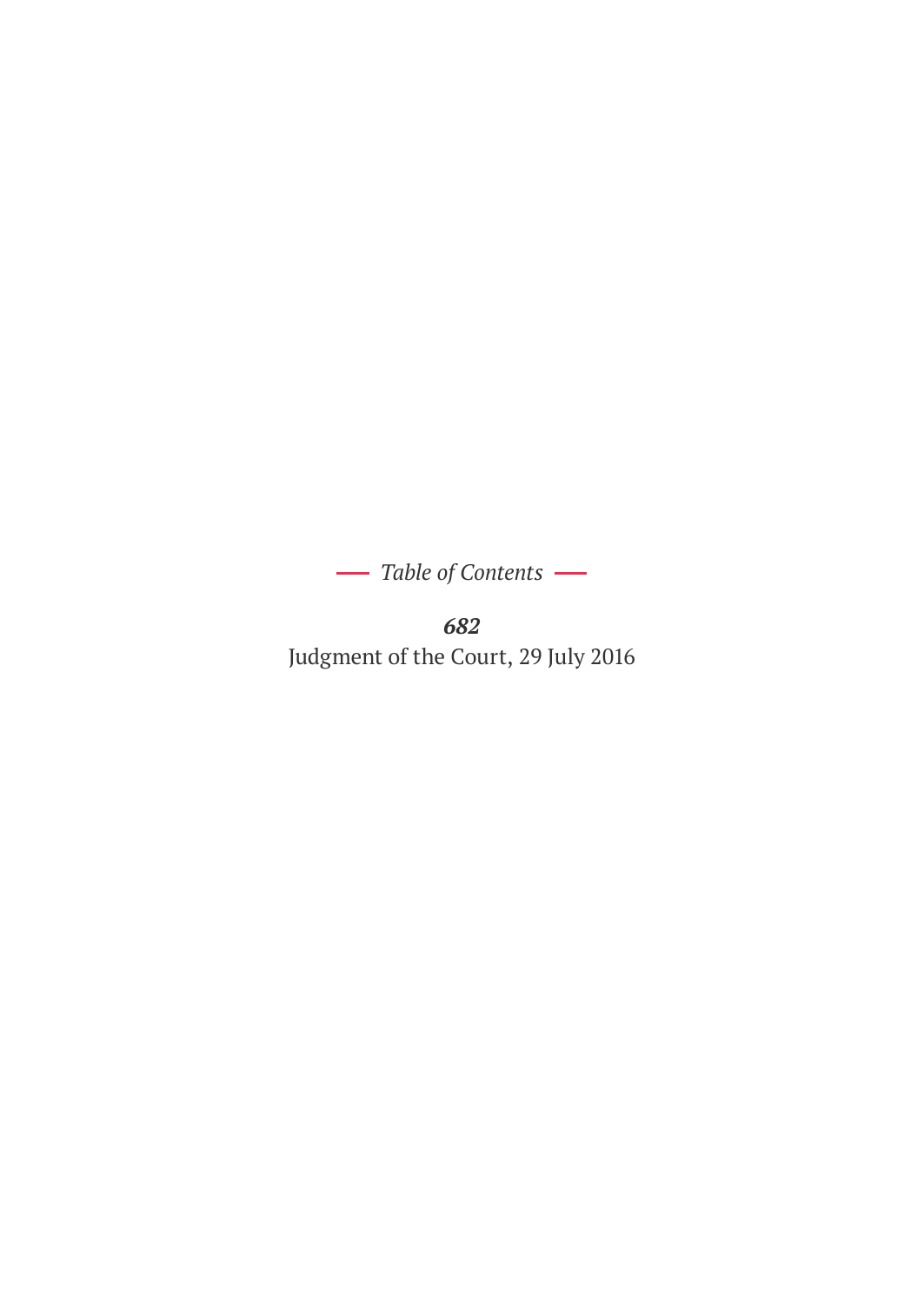*Table of Contents*

***682***

Judgment of the Court, 29 July 2016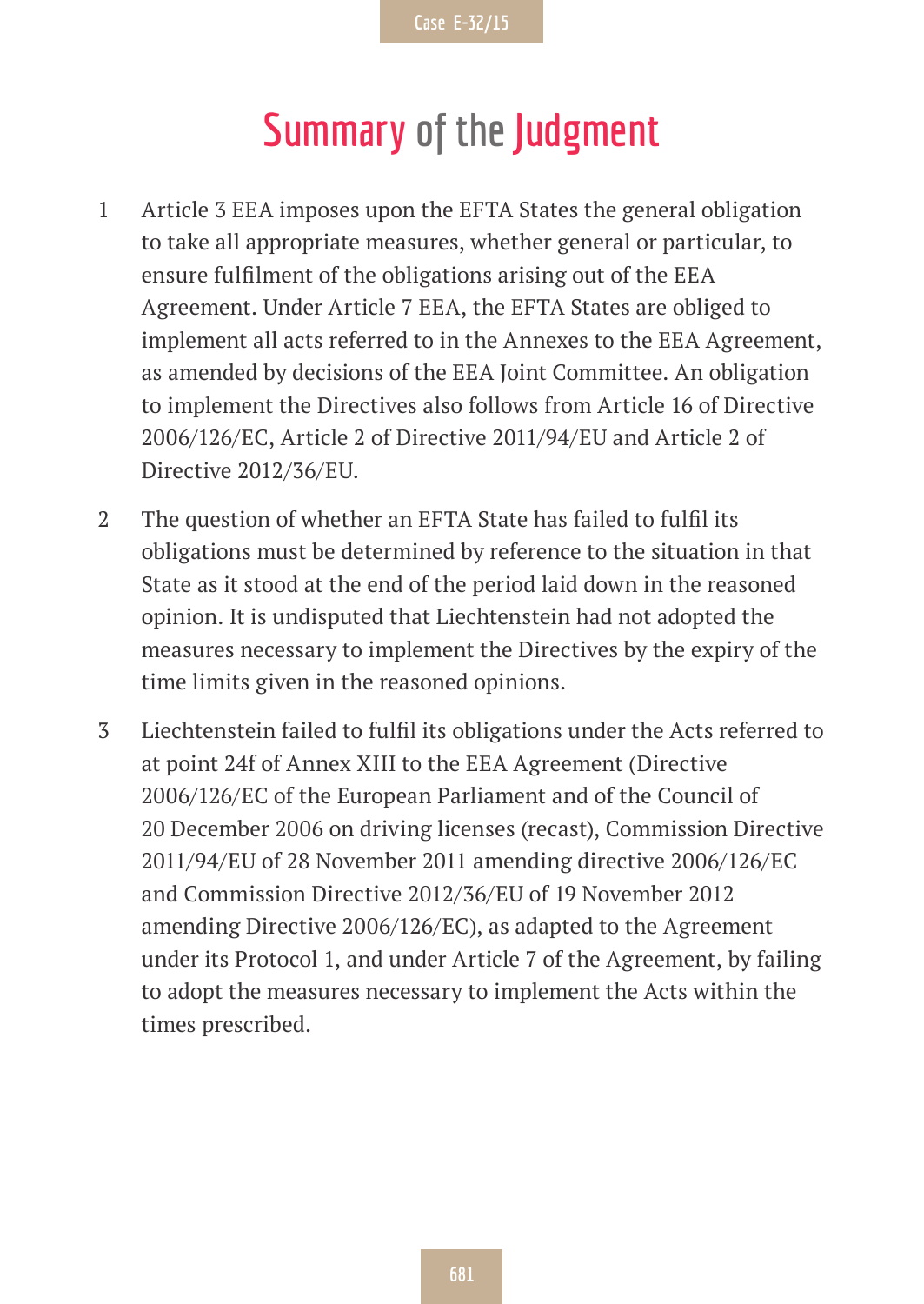# Summary of the Judgment

1. Article 3 EEA imposes upon the EFTA States the general obligation to take all appropriate measures, whether general or particular, to ensure fulfilment of the obligations arising out of the EEA Agreement. Under Article 7 EEA, the EFTA States are obliged to implement all acts referred to in the Annexes to the EEA Agreement, as amended by decisions of the EEA Joint Committee. An obligation to implement the Directives also follows from Article 16 of Directive 2006/126/EC, Article 2 of Directive 2011/94/EU and Article 2 of Directive 2012/36/EU.

2. The question of whether an EFTA State has failed to fulfil its obligations must be determined by reference to the situation in that State as it stood at the end of the period laid down in the reasoned opinion. It is undisputed that Liechtenstein had not adopted the measures necessary to implement the Directives by the expiry of the time limits given in the reasoned opinions.

3. Liechtenstein failed to fulfil its obligations under the Acts referred to at point 24f of Annex XIII to the EEA Agreement (Directive 2006/126/EC of the European Parliament and of the Council of 20 December 2006 on driving licenses (recast), Commission Directive 2011/94/EU of 28 November 2011 amending directive 2006/126/EC and Commission Directive 2012/36/EU of 19 November 2012 amending Directive 2006/126/EC), as adapted to the Agreement under its Protocol 1, and under Article 7 of the Agreement, by failing to adopt the measures necessary to implement the Acts within the times prescribed.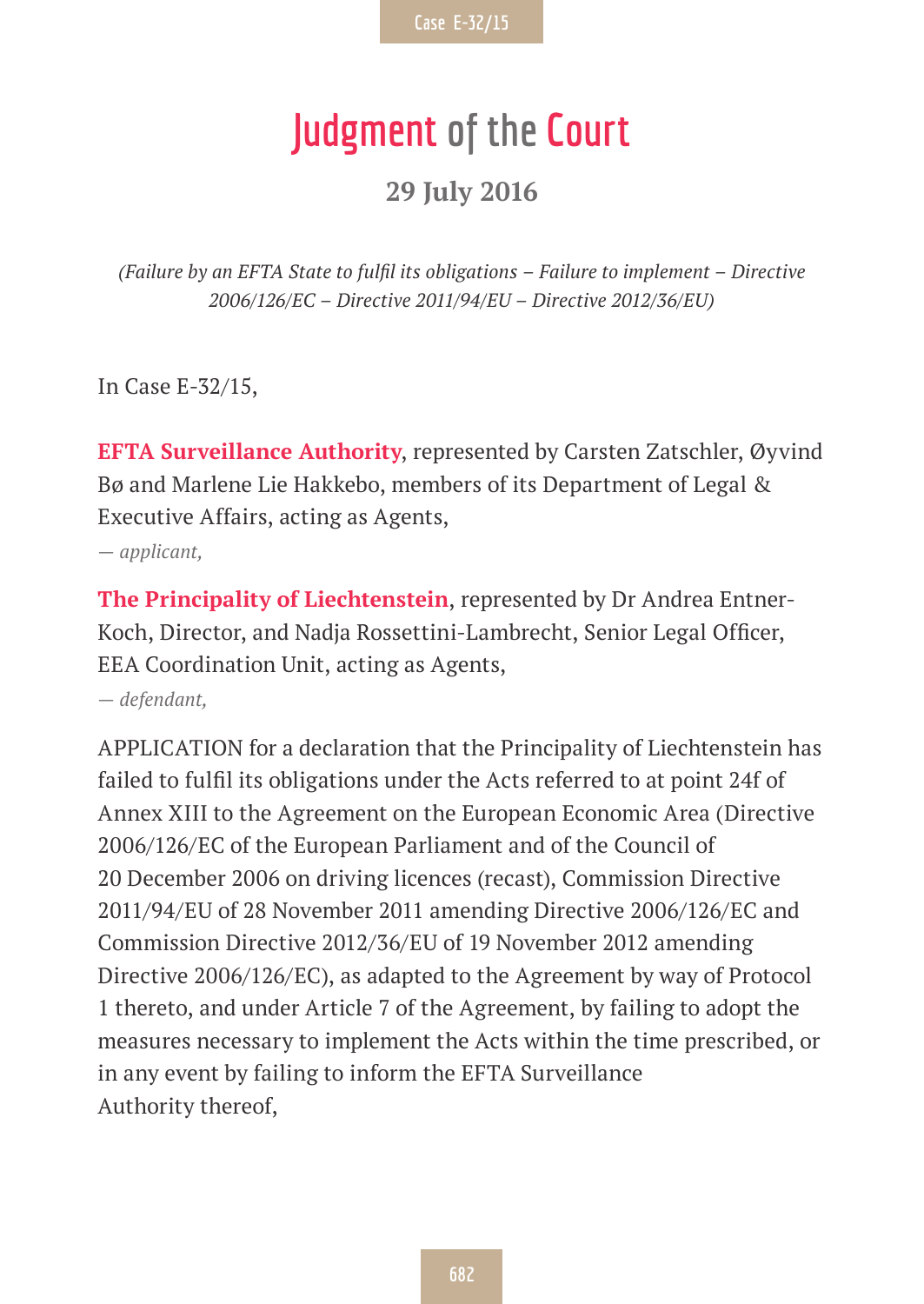# Judgment of the Court

## 29 July 2016

*(Failure by an EFTA State to fulfil its obligations – Failure to implement – Directive 2006/126/EC – Directive 2011/94/EU – Directive 2012/36/EU)*

In Case E-32/15,

**EFTA Surveillance Authority**, represented by Carsten Zatschler, Øyvind Bø and Marlene Lie Hakkebo, members of its Department of Legal & Executive Affairs, acting as Agents,

*— applicant,*

**The Principality of Liechtenstein**, represented by Dr Andrea Entner-Koch, Director, and Nadja Rossettini-Lambrecht, Senior Legal Officer, EEA Coordination Unit, acting as Agents,

*— defendant,*

APPLICATION for a declaration that the Principality of Liechtenstein has failed to fulfil its obligations under the Acts referred to at point 24f of Annex XIII to the Agreement on the European Economic Area (Directive 2006/126/EC of the European Parliament and of the Council of 20 December 2006 on driving licences (recast), Commission Directive 2011/94/EU of 28 November 2011 amending Directive 2006/126/EC and Commission Directive 2012/36/EU of 19 November 2012 amending Directive 2006/126/EC), as adapted to the Agreement by way of Protocol 1 thereto, and under Article 7 of the Agreement, by failing to adopt the measures necessary to implement the Acts within the time prescribed, or in any event by failing to inform the EFTA Surveillance Authority thereof,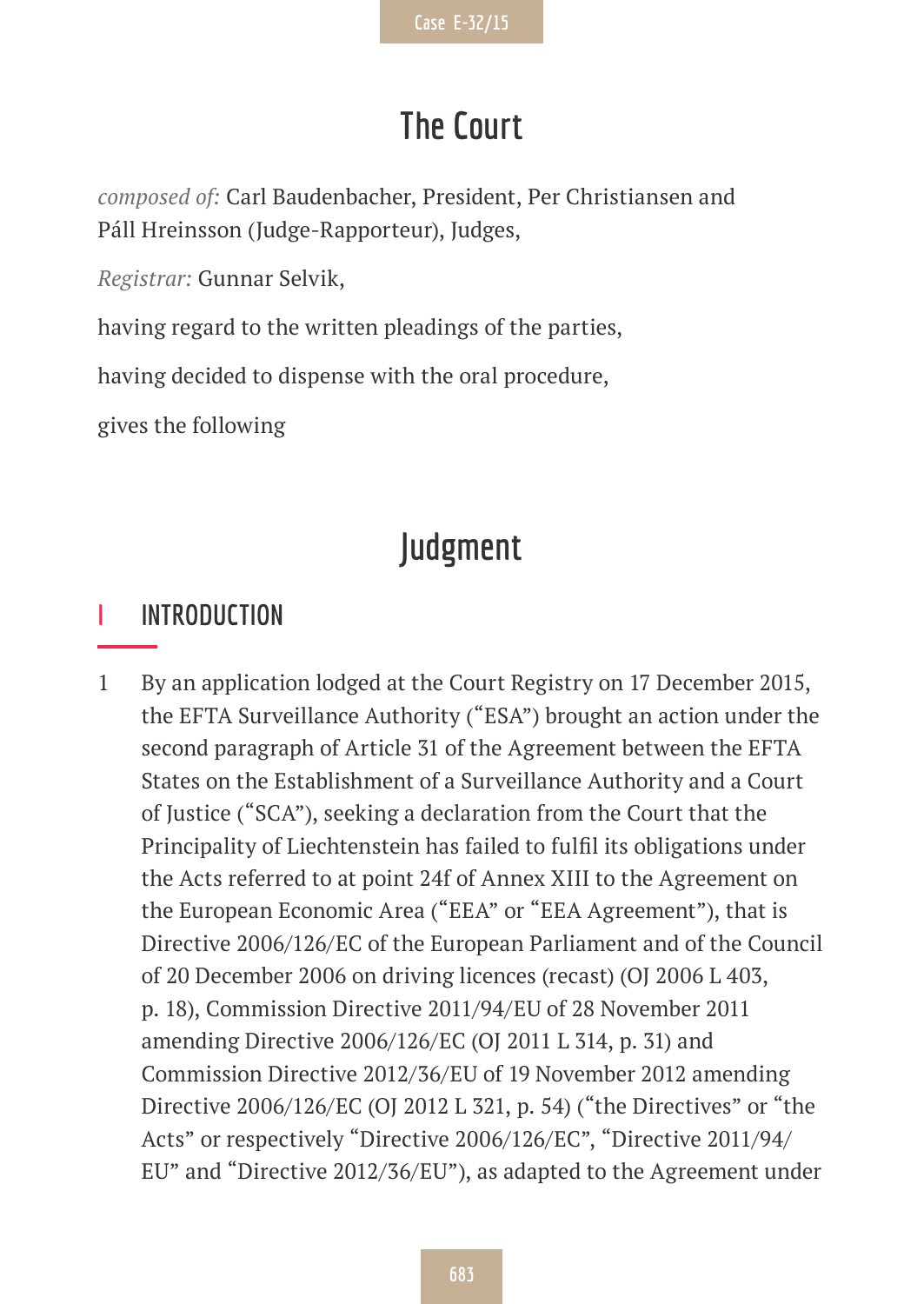# The Court

*composed of*: Carl Baudenbacher, President, Per Christiansen and Páll Hreinsson (Judge-Rapporteur), Judges,

*Registrar:* Gunnar Selvik,

having regard to the written pleadings of the parties,

having decided to dispense with the oral procedure,

gives the following

# Judgment

## I INTRODUCTION

1 By an application lodged at the Court Registry on 17 December 2015, the EFTA Surveillance Authority ("ESA") brought an action under the second paragraph of Article 31 of the Agreement between the EFTA States on the Establishment of a Surveillance Authority and a Court of Justice ("SCA"), seeking a declaration from the Court that the Principality of Liechtenstein has failed to fulfil its obligations under the Acts referred to at point 24f of Annex XIII to the Agreement on the European Economic Area ("EEA" or "EEA Agreement"), that is Directive 2006/126/EC of the European Parliament and of the Council of 20 December 2006 on driving licences (recast) (OJ 2006 L 403, p. 18), Commission Directive 2011/94/EU of 28 November 2011 amending Directive 2006/126/EC (OJ 2011 L 314, p. 31) and Commission Directive 2012/36/EU of 19 November 2012 amending Directive 2006/126/EC (OJ 2012 L 321, p. 54) ("the Directives" or "the Acts" or respectively "Directive 2006/126/EC", "Directive 2011/94/EU" and "Directive 2012/36/EU"), as adapted to the Agreement under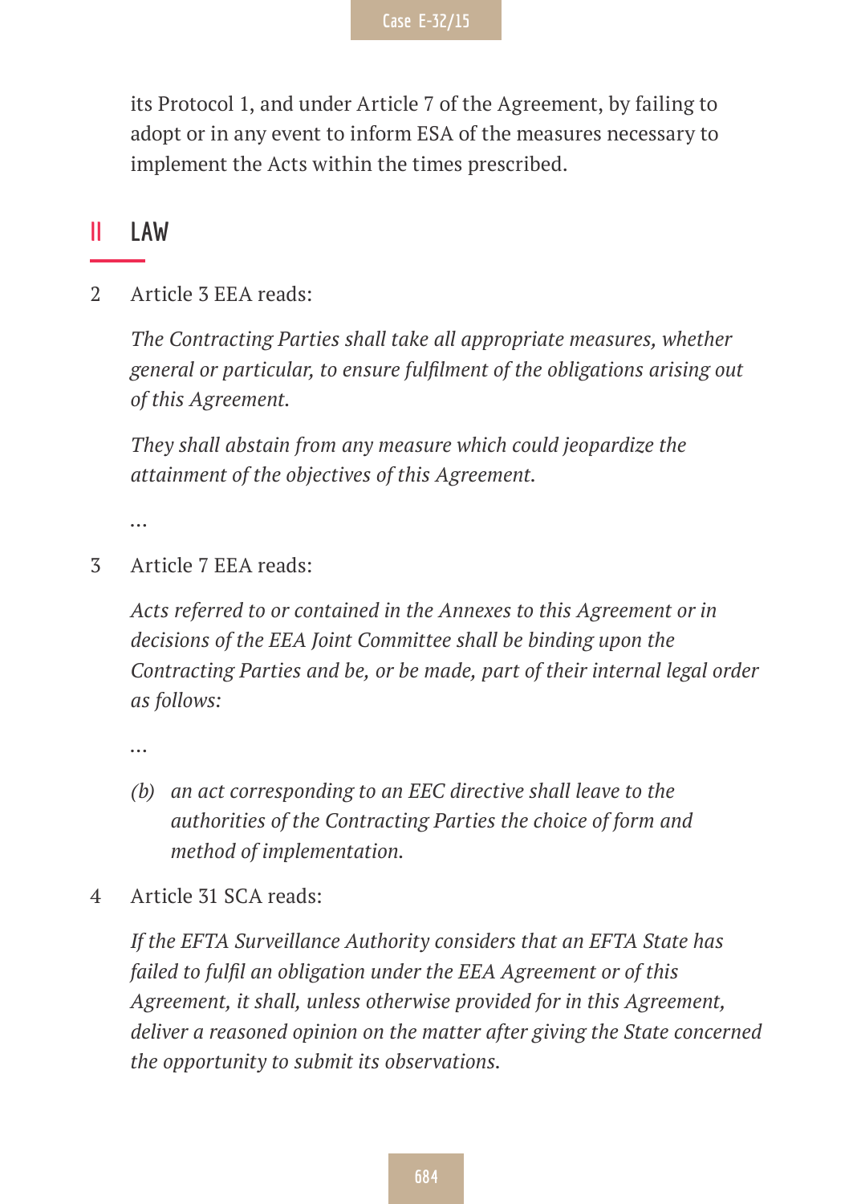its Protocol 1, and under Article 7 of the Agreement, by failing to adopt or in any event to inform ESA of the measures necessary to implement the Acts within the times prescribed.

## II LAW

2 Article 3 EEA reads:

*The Contracting Parties shall take all appropriate measures, whether general or particular, to ensure fulfilment of the obligations arising out of this Agreement.*

*They shall abstain from any measure which could jeopardize the attainment of the objectives of this Agreement.*

…

3 Article 7 EEA reads:

*Acts referred to or contained in the Annexes to this Agreement or in decisions of the EEA Joint Committee shall be binding upon the Contracting Parties and be, or be made, part of their internal legal order as follows:*

…

*(b) an act corresponding to an EEC directive shall leave to the authorities of the Contracting Parties the choice of form and method of implementation.*

4 Article 31 SCA reads:

*If the EFTA Surveillance Authority considers that an EFTA State has failed to fulfil an obligation under the EEA Agreement or of this Agreement, it shall, unless otherwise provided for in this Agreement, deliver a reasoned opinion on the matter after giving the State concerned the opportunity to submit its observations.*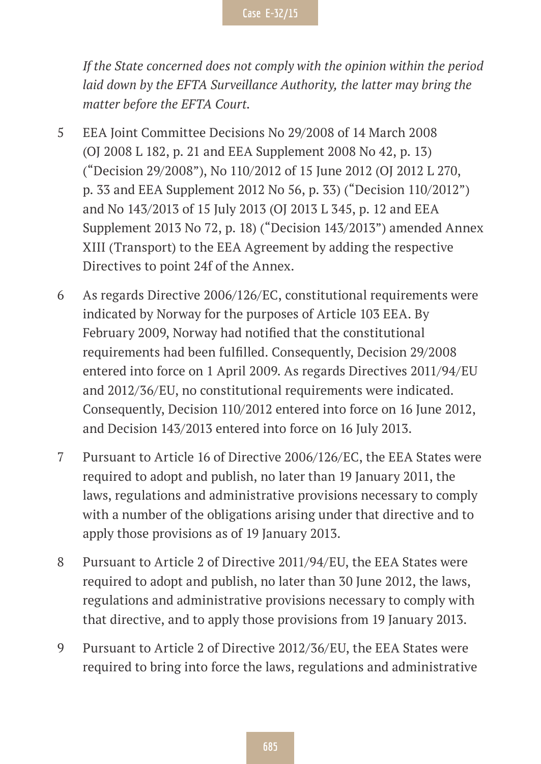*If the State concerned does not comply with the opinion within the period laid down by the EFTA Surveillance Authority, the latter may bring the matter before the EFTA Court.*

5 EEA Joint Committee Decisions No 29/2008 of 14 March 2008 (OJ 2008 L 182, p. 21 and EEA Supplement 2008 No 42, p. 13) ("Decision 29/2008"), No 110/2012 of 15 June 2012 (OJ 2012 L 270, p. 33 and EEA Supplement 2012 No 56, p. 33) ("Decision 110/2012") and No 143/2013 of 15 July 2013 (OJ 2013 L 345, p. 12 and EEA Supplement 2013 No 72, p. 18) ("Decision 143/2013") amended Annex XIII (Transport) to the EEA Agreement by adding the respective Directives to point 24f of the Annex.

6 As regards Directive 2006/126/EC, constitutional requirements were indicated by Norway for the purposes of Article 103 EEA. By February 2009, Norway had notified that the constitutional requirements had been fulfilled. Consequently, Decision 29/2008 entered into force on 1 April 2009. As regards Directives 2011/94/EU and 2012/36/EU, no constitutional requirements were indicated. Consequently, Decision 110/2012 entered into force on 16 June 2012, and Decision 143/2013 entered into force on 16 July 2013.

7 Pursuant to Article 16 of Directive 2006/126/EC, the EEA States were required to adopt and publish, no later than 19 January 2011, the laws, regulations and administrative provisions necessary to comply with a number of the obligations arising under that directive and to apply those provisions as of 19 January 2013.

8 Pursuant to Article 2 of Directive 2011/94/EU, the EEA States were required to adopt and publish, no later than 30 June 2012, the laws, regulations and administrative provisions necessary to comply with that directive, and to apply those provisions from 19 January 2013.

9 Pursuant to Article 2 of Directive 2012/36/EU, the EEA States were required to bring into force the laws, regulations and administrative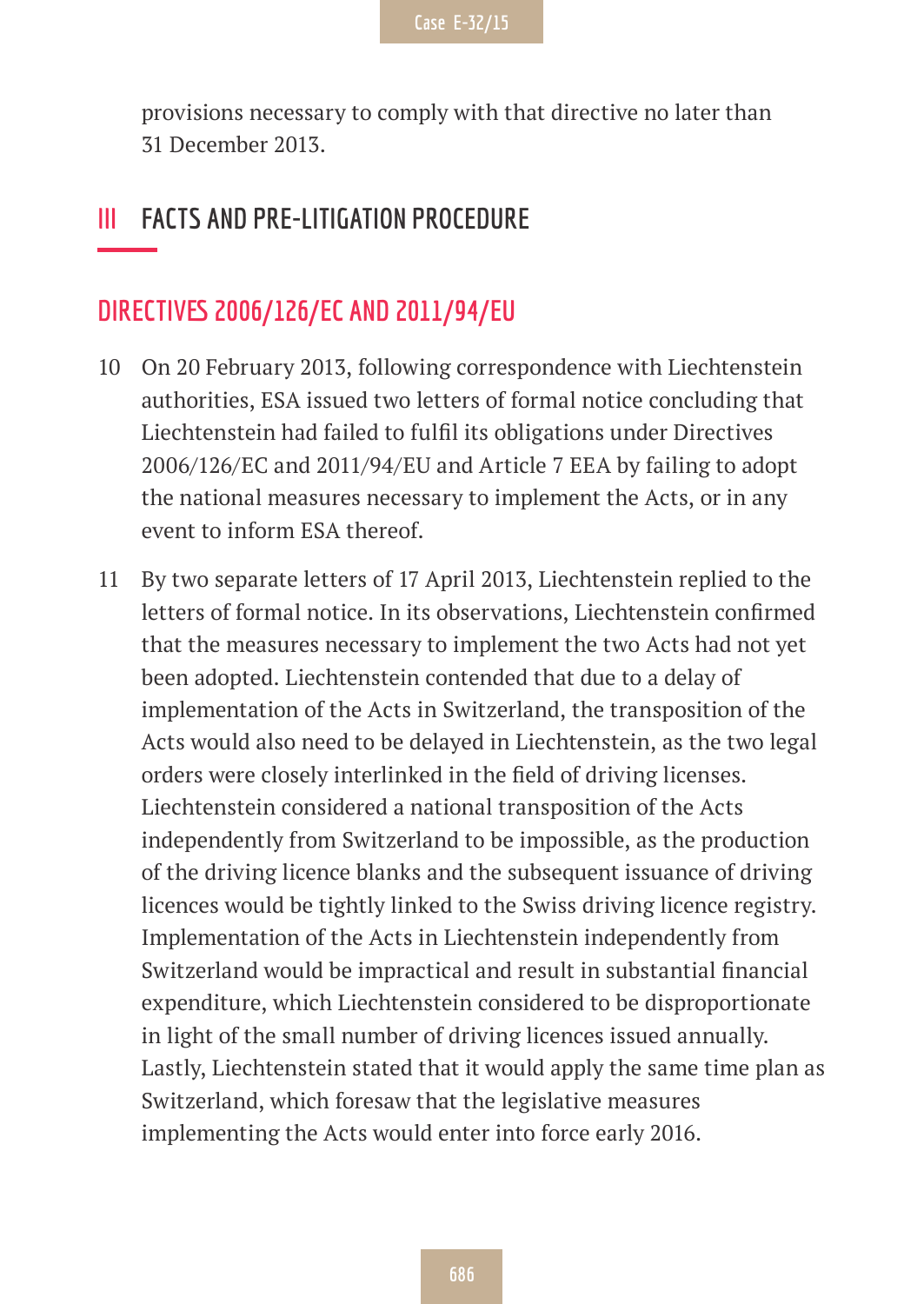provisions necessary to comply with that directive no later than 31 December 2013.

## III FACTS AND PRE-LITIGATION PROCEDURE

### DIRECTIVES 2006/126/EC AND 2011/94/EU

10 On 20 February 2013, following correspondence with Liechtenstein authorities, ESA issued two letters of formal notice concluding that Liechtenstein had failed to fulfil its obligations under Directives 2006/126/EC and 2011/94/EU and Article 7 EEA by failing to adopt the national measures necessary to implement the Acts, or in any event to inform ESA thereof.

11 By two separate letters of 17 April 2013, Liechtenstein replied to the letters of formal notice. In its observations, Liechtenstein confirmed that the measures necessary to implement the two Acts had not yet been adopted. Liechtenstein contended that due to a delay of implementation of the Acts in Switzerland, the transposition of the Acts would also need to be delayed in Liechtenstein, as the two legal orders were closely interlinked in the field of driving licenses. Liechtenstein considered a national transposition of the Acts independently from Switzerland to be impossible, as the production of the driving licence blanks and the subsequent issuance of driving licences would be tightly linked to the Swiss driving licence registry. Implementation of the Acts in Liechtenstein independently from Switzerland would be impractical and result in substantial financial expenditure, which Liechtenstein considered to be disproportionate in light of the small number of driving licences issued annually. Lastly, Liechtenstein stated that it would apply the same time plan as Switzerland, which foresaw that the legislative measures implementing the Acts would enter into force early 2016.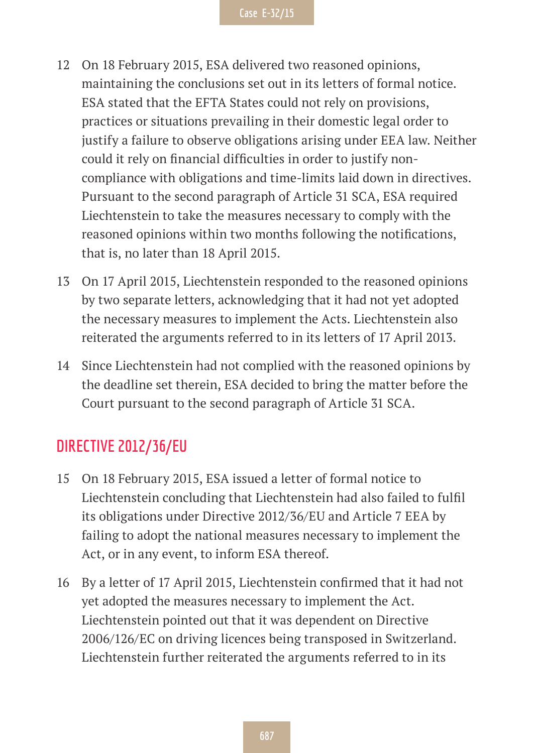12 On 18 February 2015, ESA delivered two reasoned opinions, maintaining the conclusions set out in its letters of formal notice. ESA stated that the EFTA States could not rely on provisions, practices or situations prevailing in their domestic legal order to justify a failure to observe obligations arising under EEA law. Neither could it rely on financial difficulties in order to justify non-compliance with obligations and time-limits laid down in directives. Pursuant to the second paragraph of Article 31 SCA, ESA required Liechtenstein to take the measures necessary to comply with the reasoned opinions within two months following the notifications, that is, no later than 18 April 2015.

13 On 17 April 2015, Liechtenstein responded to the reasoned opinions by two separate letters, acknowledging that it had not yet adopted the necessary measures to implement the Acts. Liechtenstein also reiterated the arguments referred to in its letters of 17 April 2013.

14 Since Liechtenstein had not complied with the reasoned opinions by the deadline set therein, ESA decided to bring the matter before the Court pursuant to the second paragraph of Article 31 SCA.

## DIRECTIVE 2012/36/EU

15 On 18 February 2015, ESA issued a letter of formal notice to Liechtenstein concluding that Liechtenstein had also failed to fulfil its obligations under Directive 2012/36/EU and Article 7 EEA by failing to adopt the national measures necessary to implement the Act, or in any event, to inform ESA thereof.

16 By a letter of 17 April 2015, Liechtenstein confirmed that it had not yet adopted the measures necessary to implement the Act. Liechtenstein pointed out that it was dependent on Directive 2006/126/EC on driving licences being transposed in Switzerland. Liechtenstein further reiterated the arguments referred to in its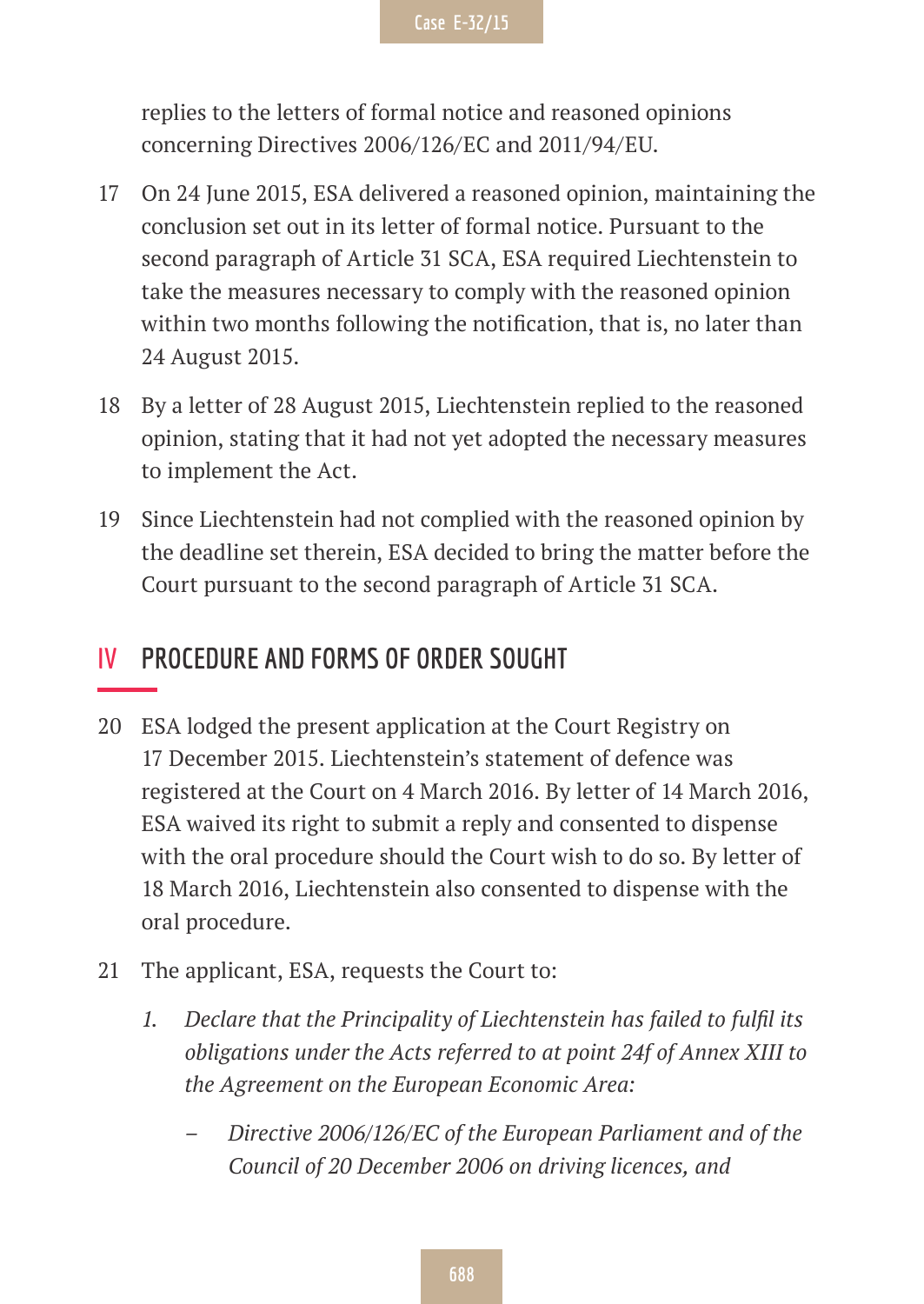replies to the letters of formal notice and reasoned opinions concerning Directives 2006/126/EC and 2011/94/EU.

17 On 24 June 2015, ESA delivered a reasoned opinion, maintaining the conclusion set out in its letter of formal notice. Pursuant to the second paragraph of Article 31 SCA, ESA required Liechtenstein to take the measures necessary to comply with the reasoned opinion within two months following the notification, that is, no later than 24 August 2015.

18 By a letter of 28 August 2015, Liechtenstein replied to the reasoned opinion, stating that it had not yet adopted the necessary measures to implement the Act.

19 Since Liechtenstein had not complied with the reasoned opinion by the deadline set therein, ESA decided to bring the matter before the Court pursuant to the second paragraph of Article 31 SCA.

## IV PROCEDURE AND FORMS OF ORDER SOUGHT

20 ESA lodged the present application at the Court Registry on 17 December 2015. Liechtenstein's statement of defence was registered at the Court on 4 March 2016. By letter of 14 March 2016, ESA waived its right to submit a reply and consented to dispense with the oral procedure should the Court wish to do so. By letter of 18 March 2016, Liechtenstein also consented to dispense with the oral procedure.

21 The applicant, ESA, requests the Court to:

> 1. *Declare that the Principality of Liechtenstein has failed to fulfil its obligations under the Acts referred to at point 24f of Annex XIII to the Agreement on the European Economic Area:*
>
>    – *Directive 2006/126/EC of the European Parliament and of the Council of 20 December 2006 on driving licences, and*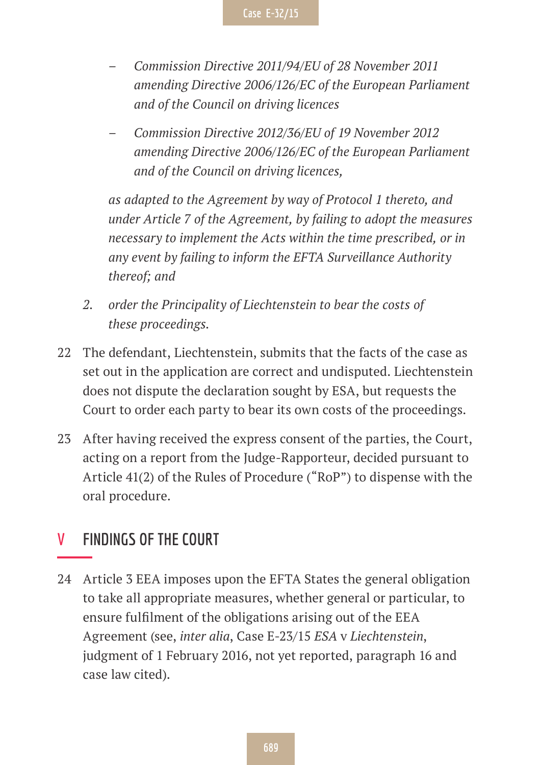- *Commission Directive 2011/94/EU of 28 November 2011 amending Directive 2006/126/EC of the European Parliament and of the Council on driving licences*

   - *Commission Directive 2012/36/EU of 19 November 2012 amending Directive 2006/126/EC of the European Parliament and of the Council on driving licences,*

   *as adapted to the Agreement by way of Protocol 1 thereto, and under Article 7 of the Agreement, by failing to adopt the measures necessary to implement the Acts within the time prescribed, or in any event by failing to inform the EFTA Surveillance Authority thereof; and*

2. *order the Principality of Liechtenstein to bear the costs of these proceedings.*

22 The defendant, Liechtenstein, submits that the facts of the case as set out in the application are correct and undisputed. Liechtenstein does not dispute the declaration sought by ESA, but requests the Court to order each party to bear its own costs of the proceedings.

23 After having received the express consent of the parties, the Court, acting on a report from the Judge-Rapporteur, decided pursuant to Article 41(2) of the Rules of Procedure ("RoP") to dispense with the oral procedure.

## V FINDINGS OF THE COURT

24 Article 3 EEA imposes upon the EFTA States the general obligation to take all appropriate measures, whether general or particular, to ensure fulfilment of the obligations arising out of the EEA Agreement (see, *inter alia*, Case E-23/15 *ESA* v *Liechtenstein*, judgment of 1 February 2016, not yet reported, paragraph 16 and case law cited).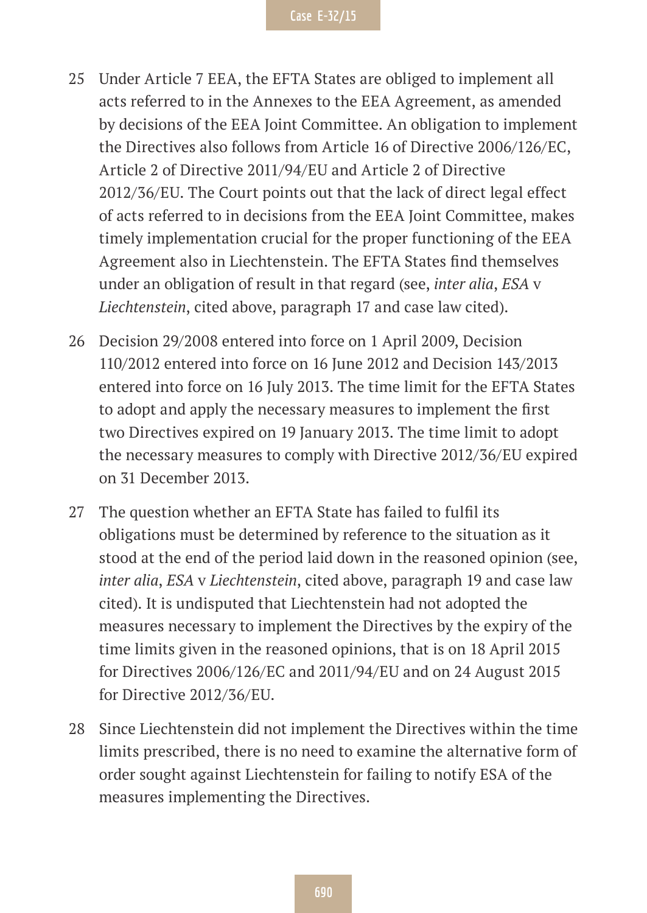25 Under Article 7 EEA, the EFTA States are obliged to implement all acts referred to in the Annexes to the EEA Agreement, as amended by decisions of the EEA Joint Committee. An obligation to implement the Directives also follows from Article 16 of Directive 2006/126/EC, Article 2 of Directive 2011/94/EU and Article 2 of Directive 2012/36/EU. The Court points out that the lack of direct legal effect of acts referred to in decisions from the EEA Joint Committee, makes timely implementation crucial for the proper functioning of the EEA Agreement also in Liechtenstein. The EFTA States find themselves under an obligation of result in that regard (see, *inter alia*, *ESA* v *Liechtenstein*, cited above, paragraph 17 and case law cited).

26 Decision 29/2008 entered into force on 1 April 2009, Decision 110/2012 entered into force on 16 June 2012 and Decision 143/2013 entered into force on 16 July 2013. The time limit for the EFTA States to adopt and apply the necessary measures to implement the first two Directives expired on 19 January 2013. The time limit to adopt the necessary measures to comply with Directive 2012/36/EU expired on 31 December 2013.

27 The question whether an EFTA State has failed to fulfil its obligations must be determined by reference to the situation as it stood at the end of the period laid down in the reasoned opinion (see, *inter alia*, *ESA* v *Liechtenstein*, cited above, paragraph 19 and case law cited). It is undisputed that Liechtenstein had not adopted the measures necessary to implement the Directives by the expiry of the time limits given in the reasoned opinions, that is on 18 April 2015 for Directives 2006/126/EC and 2011/94/EU and on 24 August 2015 for Directive 2012/36/EU.

28 Since Liechtenstein did not implement the Directives within the time limits prescribed, there is no need to examine the alternative form of order sought against Liechtenstein for failing to notify ESA of the measures implementing the Directives.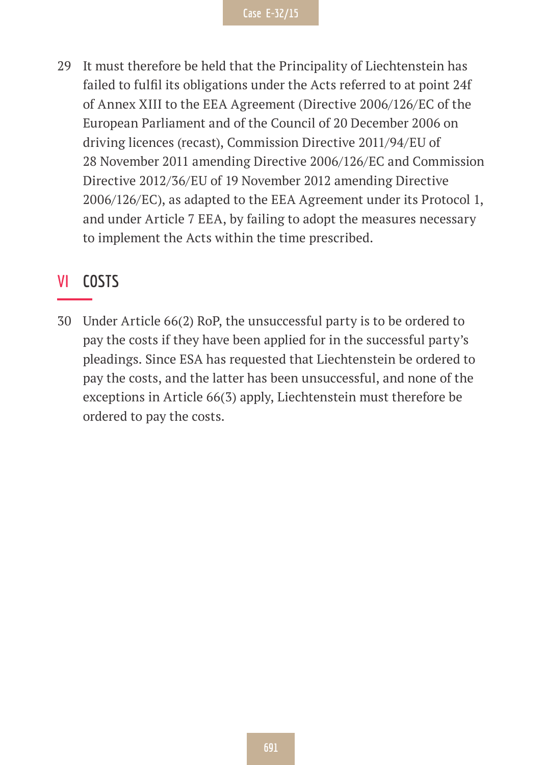29 It must therefore be held that the Principality of Liechtenstein has failed to fulfil its obligations under the Acts referred to at point 24f of Annex XIII to the EEA Agreement (Directive 2006/126/EC of the European Parliament and of the Council of 20 December 2006 on driving licences (recast), Commission Directive 2011/94/EU of 28 November 2011 amending Directive 2006/126/EC and Commission Directive 2012/36/EU of 19 November 2012 amending Directive 2006/126/EC), as adapted to the EEA Agreement under its Protocol 1, and under Article 7 EEA, by failing to adopt the measures necessary to implement the Acts within the time prescribed.

## VI COSTS

30 Under Article 66(2) RoP, the unsuccessful party is to be ordered to pay the costs if they have been applied for in the successful party's pleadings. Since ESA has requested that Liechtenstein be ordered to pay the costs, and the latter has been unsuccessful, and none of the exceptions in Article 66(3) apply, Liechtenstein must therefore be ordered to pay the costs.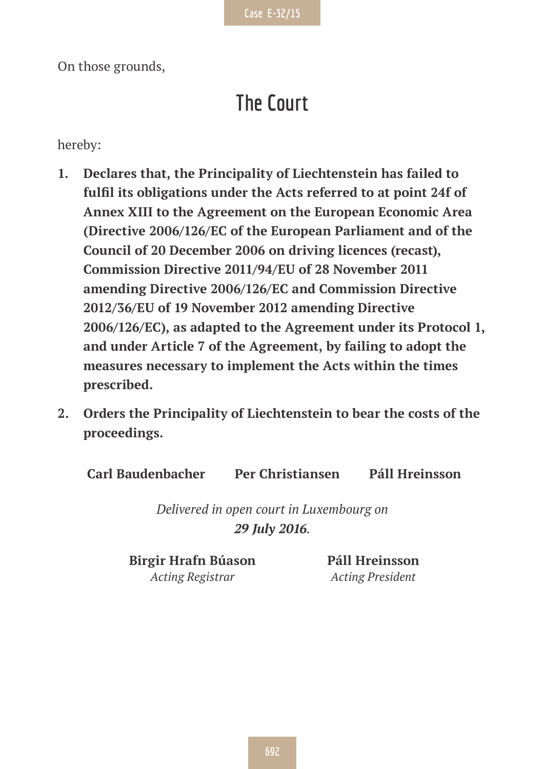On those grounds,

# The Court

hereby:

1. **Declares that, the Principality of Liechtenstein has failed to fulfil its obligations under the Acts referred to at point 24f of Annex XIII to the Agreement on the European Economic Area (Directive 2006/126/EC of the European Parliament and of the Council of 20 December 2006 on driving licences (recast), Commission Directive 2011/94/EU of 28 November 2011 amending Directive 2006/126/EC and Commission Directive 2012/36/EU of 19 November 2012 amending Directive 2006/126/EC), as adapted to the Agreement under its Protocol 1, and under Article 7 of the Agreement, by failing to adopt the measures necessary to implement the Acts within the times prescribed.**

2. **Orders the Principality of Liechtenstein to bear the costs of the proceedings.**

**Carl Baudenbacher** **Per Christiansen** **Páll Hreinsson**

*Delivered in open court in Luxembourg on* ***29 July 2016****.*

**Birgir Hrafn Búason**
*Acting Registrar*

**Páll Hreinsson**
*Acting President*